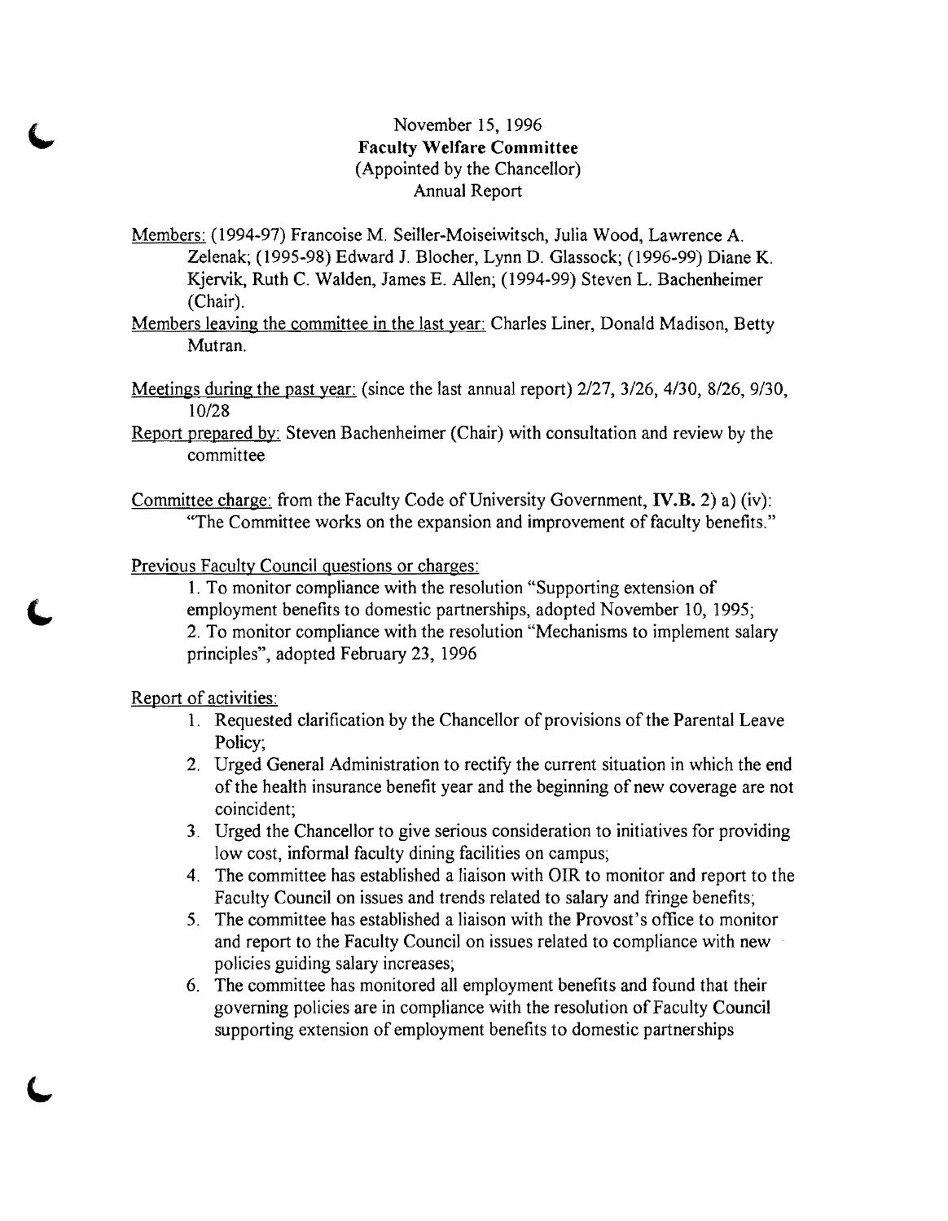November 15, 1996

**Faculty Welfare Committee**

(Appointed by the Chancellor)

Annual Report

Members: (1994-97) Francoise M. Seiller-Moiseiwitsch, Julia Wood, Lawrence A. Zelenak; (1995-98) Edward J. Blocher, Lynn D. Glassock; (1996-99) Diane K. Kjervik, Ruth C. Walden, James E. Allen; (1994-99) Steven L. Bachenheimer (Chair).

Members leaving the committee in the last year: Charles Liner, Donald Madison, Betty Mutran.

Meetings during the past year: (since the last annual report) 2/27, 3/26, 4/30, 8/26, 9/30, 10/28

Report prepared by: Steven Bachenheimer (Chair) with consultation and review by the committee

Committee charge: from the Faculty Code of University Government, **IV.B.** 2) a) (iv): "The Committee works on the expansion and improvement of faculty benefits."

Previous Faculty Council questions or charges:

1. To monitor compliance with the resolution "Supporting extension of employment benefits to domestic partnerships, adopted November 10, 1995;
2. To monitor compliance with the resolution "Mechanisms to implement salary principles", adopted February 23, 1996

Report of activities:

1. Requested clarification by the Chancellor of provisions of the Parental Leave Policy;
2. Urged General Administration to rectify the current situation in which the end of the health insurance benefit year and the beginning of new coverage are not coincident;
3. Urged the Chancellor to give serious consideration to initiatives for providing low cost, informal faculty dining facilities on campus;
4. The committee has established a liaison with OIR to monitor and report to the Faculty Council on issues and trends related to salary and fringe benefits;
5. The committee has established a liaison with the Provost's office to monitor and report to the Faculty Council on issues related to compliance with new policies guiding salary increases;
6. The committee has monitored all employment benefits and found that their governing policies are in compliance with the resolution of Faculty Council supporting extension of employment benefits to domestic partnerships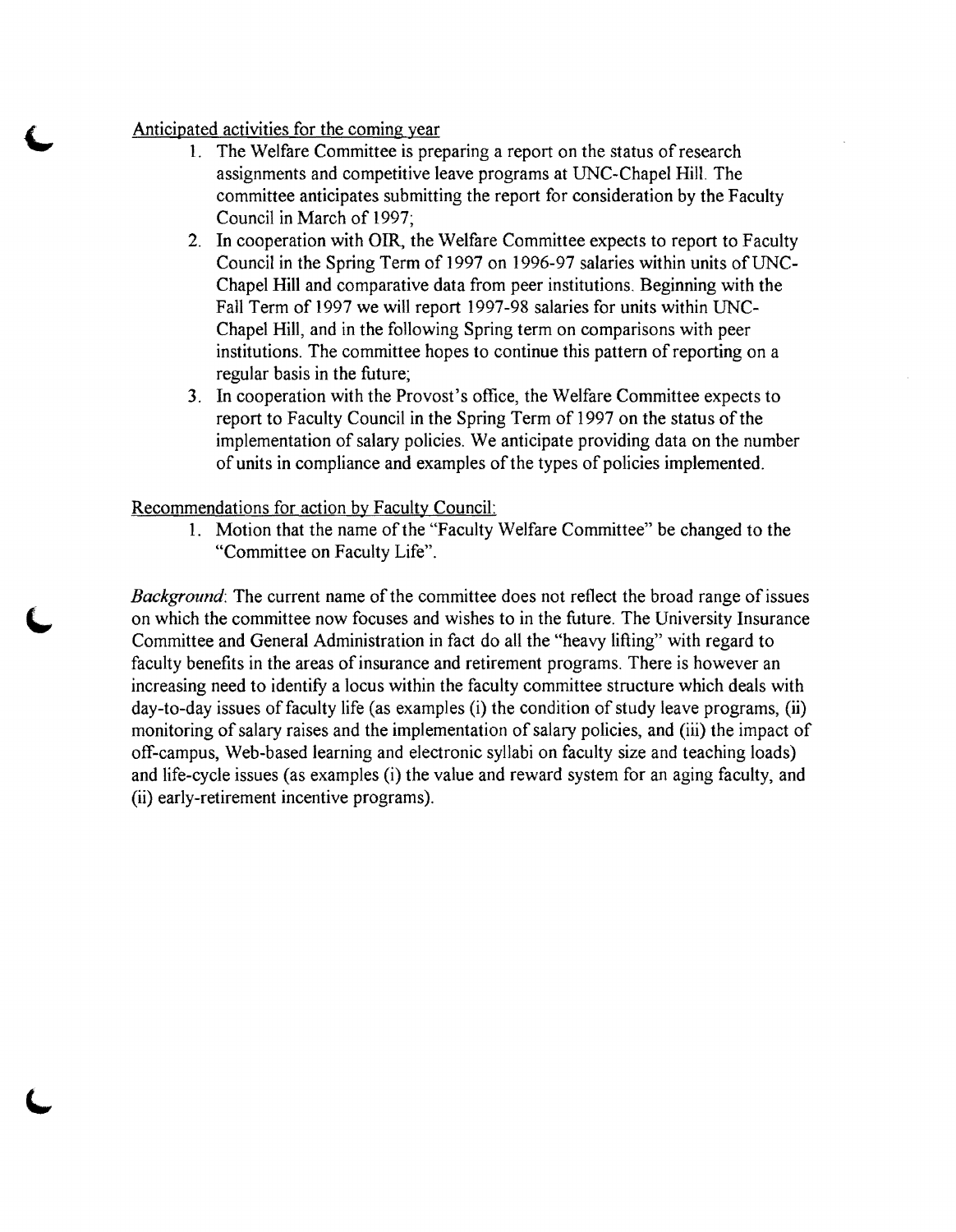Anticipated activities for the coming year

1. The Welfare Committee is preparing a report on the status of research assignments and competitive leave programs at UNC-Chapel Hill. The committee anticipates submitting the report for consideration by the Faculty Council in March of 1997;
2. In cooperation with OIR, the Welfare Committee expects to report to Faculty Council in the Spring Term of 1997 on 1996-97 salaries within units of UNC-Chapel Hill and comparative data from peer institutions. Beginning with the Fall Term of 1997 we will report 1997-98 salaries for units within UNC-Chapel Hill, and in the following Spring term on comparisons with peer institutions. The committee hopes to continue this pattern of reporting on a regular basis in the future;
3. In cooperation with the Provost's office, the Welfare Committee expects to report to Faculty Council in the Spring Term of 1997 on the status of the implementation of salary policies. We anticipate providing data on the number of units in compliance and examples of the types of policies implemented.

Recommendations for action by Faculty Council:

1. Motion that the name of the "Faculty Welfare Committee" be changed to the "Committee on Faculty Life".

*Background*: The current name of the committee does not reflect the broad range of issues on which the committee now focuses and wishes to in the future. The University Insurance Committee and General Administration in fact do all the "heavy lifting" with regard to faculty benefits in the areas of insurance and retirement programs. There is however an increasing need to identify a locus within the faculty committee structure which deals with day-to-day issues of faculty life (as examples (i) the condition of study leave programs, (ii) monitoring of salary raises and the implementation of salary policies, and (iii) the impact of off-campus, Web-based learning and electronic syllabi on faculty size and teaching loads) and life-cycle issues (as examples (i) the value and reward system for an aging faculty, and (ii) early-retirement incentive programs).